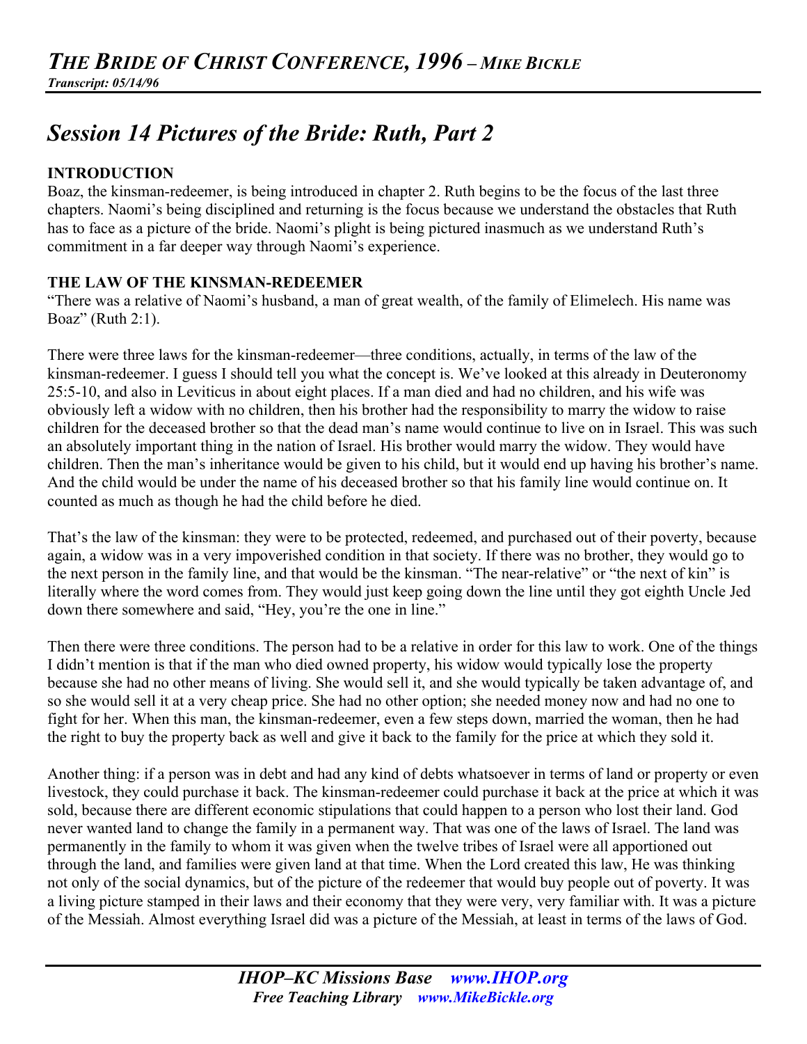# *THE BRIDE OF CHRIST CONFERENCE, 1996 – MIKE BICKLE*

***Transcript: 05/14/96***

## *Session 14 Pictures of the Bride: Ruth, Part 2*

### INTRODUCTION

Boaz, the kinsman-redeemer, is being introduced in chapter 2. Ruth begins to be the focus of the last three chapters. Naomi's being disciplined and returning is the focus because we understand the obstacles that Ruth has to face as a picture of the bride. Naomi's plight is being pictured inasmuch as we understand Ruth's commitment in a far deeper way through Naomi's experience.

### THE LAW OF THE KINSMAN-REDEEMER

"There was a relative of Naomi's husband, a man of great wealth, of the family of Elimelech. His name was Boaz" (Ruth 2:1).

There were three laws for the kinsman-redeemer—three conditions, actually, in terms of the law of the kinsman-redeemer. I guess I should tell you what the concept is. We've looked at this already in Deuteronomy 25:5-10, and also in Leviticus in about eight places. If a man died and had no children, and his wife was obviously left a widow with no children, then his brother had the responsibility to marry the widow to raise children for the deceased brother so that the dead man's name would continue to live on in Israel. This was such an absolutely important thing in the nation of Israel. His brother would marry the widow. They would have children. Then the man's inheritance would be given to his child, but it would end up having his brother's name. And the child would be under the name of his deceased brother so that his family line would continue on. It counted as much as though he had the child before he died.

That's the law of the kinsman: they were to be protected, redeemed, and purchased out of their poverty, because again, a widow was in a very impoverished condition in that society. If there was no brother, they would go to the next person in the family line, and that would be the kinsman. "The near-relative" or "the next of kin" is literally where the word comes from. They would just keep going down the line until they got eighth Uncle Jed down there somewhere and said, "Hey, you're the one in line."

Then there were three conditions. The person had to be a relative in order for this law to work. One of the things I didn't mention is that if the man who died owned property, his widow would typically lose the property because she had no other means of living. She would sell it, and she would typically be taken advantage of, and so she would sell it at a very cheap price. She had no other option; she needed money now and had no one to fight for her. When this man, the kinsman-redeemer, even a few steps down, married the woman, then he had the right to buy the property back as well and give it back to the family for the price at which they sold it.

Another thing: if a person was in debt and had any kind of debts whatsoever in terms of land or property or even livestock, they could purchase it back. The kinsman-redeemer could purchase it back at the price at which it was sold, because there are different economic stipulations that could happen to a person who lost their land. God never wanted land to change the family in a permanent way. That was one of the laws of Israel. The land was permanently in the family to whom it was given when the twelve tribes of Israel were all apportioned out through the land, and families were given land at that time. When the Lord created this law, He was thinking not only of the social dynamics, but of the picture of the redeemer that would buy people out of poverty. It was a living picture stamped in their laws and their economy that they were very, very familiar with. It was a picture of the Messiah. Almost everything Israel did was a picture of the Messiah, at least in terms of the laws of God.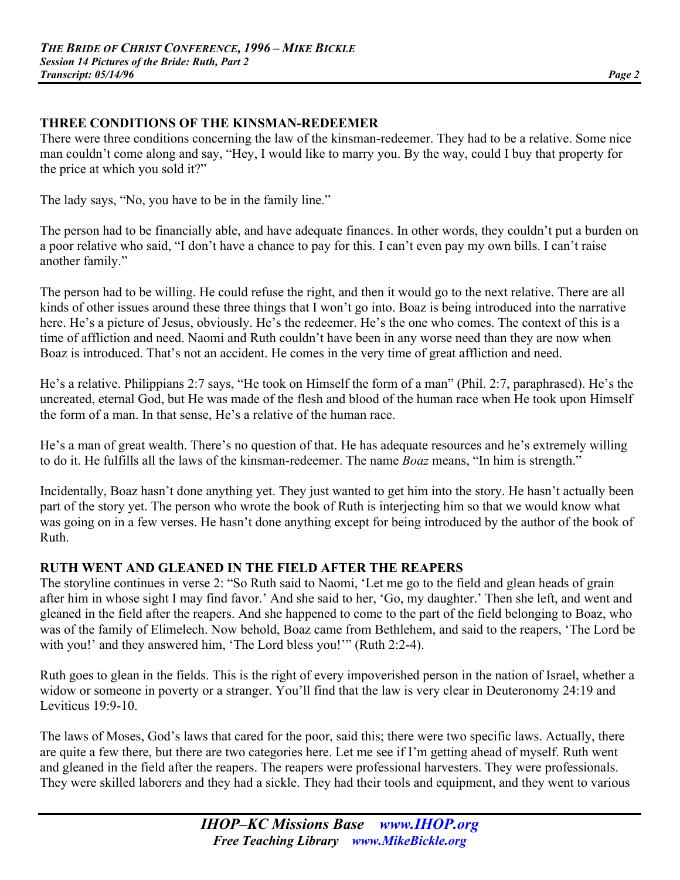## THREE CONDITIONS OF THE KINSMAN-REDEEMER

There were three conditions concerning the law of the kinsman-redeemer. They had to be a relative. Some nice man couldn't come along and say, "Hey, I would like to marry you. By the way, could I buy that property for the price at which you sold it?"

The lady says, "No, you have to be in the family line."

The person had to be financially able, and have adequate finances. In other words, they couldn't put a burden on a poor relative who said, "I don't have a chance to pay for this. I can't even pay my own bills. I can't raise another family."

The person had to be willing. He could refuse the right, and then it would go to the next relative. There are all kinds of other issues around these three things that I won't go into. Boaz is being introduced into the narrative here. He's a picture of Jesus, obviously. He's the redeemer. He's the one who comes. The context of this is a time of affliction and need. Naomi and Ruth couldn't have been in any worse need than they are now when Boaz is introduced. That's not an accident. He comes in the very time of great affliction and need.

He's a relative. Philippians 2:7 says, "He took on Himself the form of a man" (Phil. 2:7, paraphrased). He's the uncreated, eternal God, but He was made of the flesh and blood of the human race when He took upon Himself the form of a man. In that sense, He's a relative of the human race.

He's a man of great wealth. There's no question of that. He has adequate resources and he's extremely willing to do it. He fulfills all the laws of the kinsman-redeemer. The name *Boaz* means, "In him is strength."

Incidentally, Boaz hasn't done anything yet. They just wanted to get him into the story. He hasn't actually been part of the story yet. The person who wrote the book of Ruth is interjecting him so that we would know what was going on in a few verses. He hasn't done anything except for being introduced by the author of the book of Ruth.

## RUTH WENT AND GLEANED IN THE FIELD AFTER THE REAPERS

The storyline continues in verse 2: "So Ruth said to Naomi, 'Let me go to the field and glean heads of grain after him in whose sight I may find favor.' And she said to her, 'Go, my daughter.' Then she left, and went and gleaned in the field after the reapers. And she happened to come to the part of the field belonging to Boaz, who was of the family of Elimelech. Now behold, Boaz came from Bethlehem, and said to the reapers, 'The Lord be with you!' and they answered him, 'The Lord bless you!'" (Ruth 2:2-4).

Ruth goes to glean in the fields. This is the right of every impoverished person in the nation of Israel, whether a widow or someone in poverty or a stranger. You'll find that the law is very clear in Deuteronomy 24:19 and Leviticus 19:9-10.

The laws of Moses, God's laws that cared for the poor, said this; there were two specific laws. Actually, there are quite a few there, but there are two categories here. Let me see if I'm getting ahead of myself. Ruth went and gleaned in the field after the reapers. The reapers were professional harvesters. They were professionals. They were skilled laborers and they had a sickle. They had their tools and equipment, and they went to various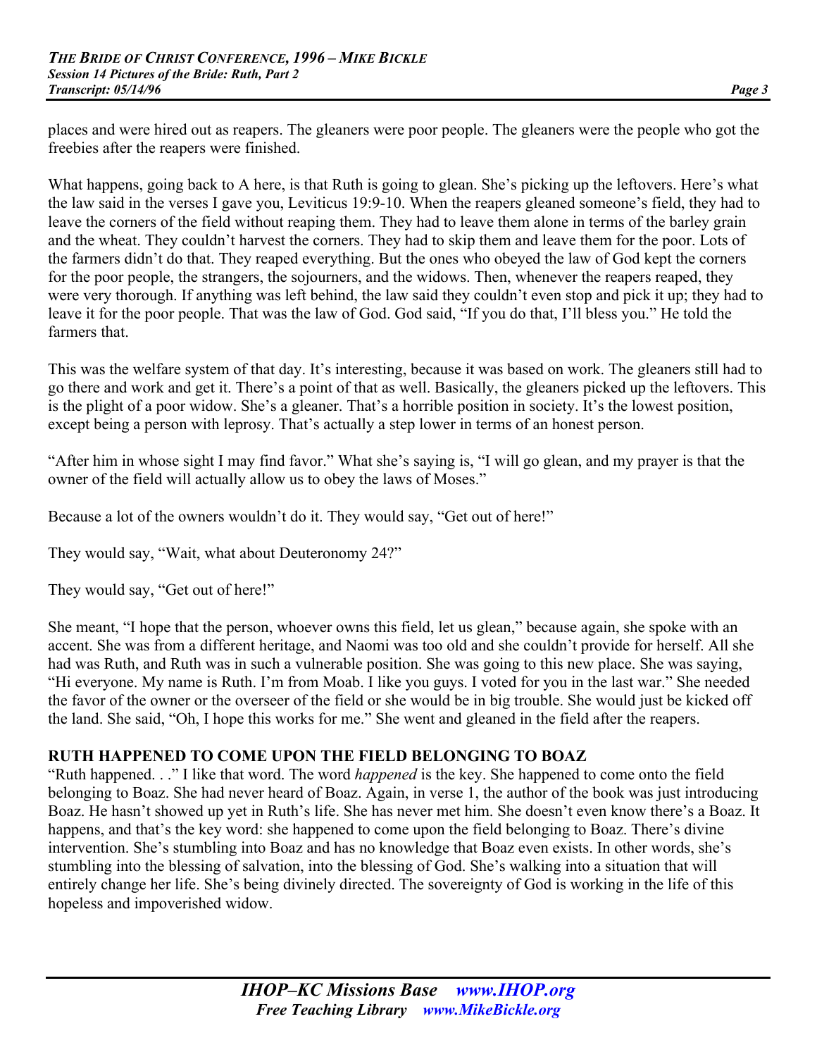places and were hired out as reapers. The gleaners were poor people. The gleaners were the people who got the freebies after the reapers were finished.

What happens, going back to A here, is that Ruth is going to glean. She's picking up the leftovers. Here's what the law said in the verses I gave you, Leviticus 19:9-10. When the reapers gleaned someone's field, they had to leave the corners of the field without reaping them. They had to leave them alone in terms of the barley grain and the wheat. They couldn't harvest the corners. They had to skip them and leave them for the poor. Lots of the farmers didn't do that. They reaped everything. But the ones who obeyed the law of God kept the corners for the poor people, the strangers, the sojourners, and the widows. Then, whenever the reapers reaped, they were very thorough. If anything was left behind, the law said they couldn't even stop and pick it up; they had to leave it for the poor people. That was the law of God. God said, "If you do that, I'll bless you." He told the farmers that.

This was the welfare system of that day. It's interesting, because it was based on work. The gleaners still had to go there and work and get it. There's a point of that as well. Basically, the gleaners picked up the leftovers. This is the plight of a poor widow. She's a gleaner. That's a horrible position in society. It's the lowest position, except being a person with leprosy. That's actually a step lower in terms of an honest person.

"After him in whose sight I may find favor." What she's saying is, "I will go glean, and my prayer is that the owner of the field will actually allow us to obey the laws of Moses."

Because a lot of the owners wouldn't do it. They would say, "Get out of here!"

They would say, "Wait, what about Deuteronomy 24?"

They would say, "Get out of here!"

She meant, "I hope that the person, whoever owns this field, let us glean," because again, she spoke with an accent. She was from a different heritage, and Naomi was too old and she couldn't provide for herself. All she had was Ruth, and Ruth was in such a vulnerable position. She was going to this new place. She was saying, "Hi everyone. My name is Ruth. I'm from Moab. I like you guys. I voted for you in the last war." She needed the favor of the owner or the overseer of the field or she would be in big trouble. She would just be kicked off the land. She said, "Oh, I hope this works for me." She went and gleaned in the field after the reapers.

**RUTH HAPPENED TO COME UPON THE FIELD BELONGING TO BOAZ**

"Ruth happened. . ." I like that word. The word *happened* is the key. She happened to come onto the field belonging to Boaz. She had never heard of Boaz. Again, in verse 1, the author of the book was just introducing Boaz. He hasn't showed up yet in Ruth's life. She has never met him. She doesn't even know there's a Boaz. It happens, and that's the key word: she happened to come upon the field belonging to Boaz. There's divine intervention. She's stumbling into Boaz and has no knowledge that Boaz even exists. In other words, she's stumbling into the blessing of salvation, into the blessing of God. She's walking into a situation that will entirely change her life. She's being divinely directed. The sovereignty of God is working in the life of this hopeless and impoverished widow.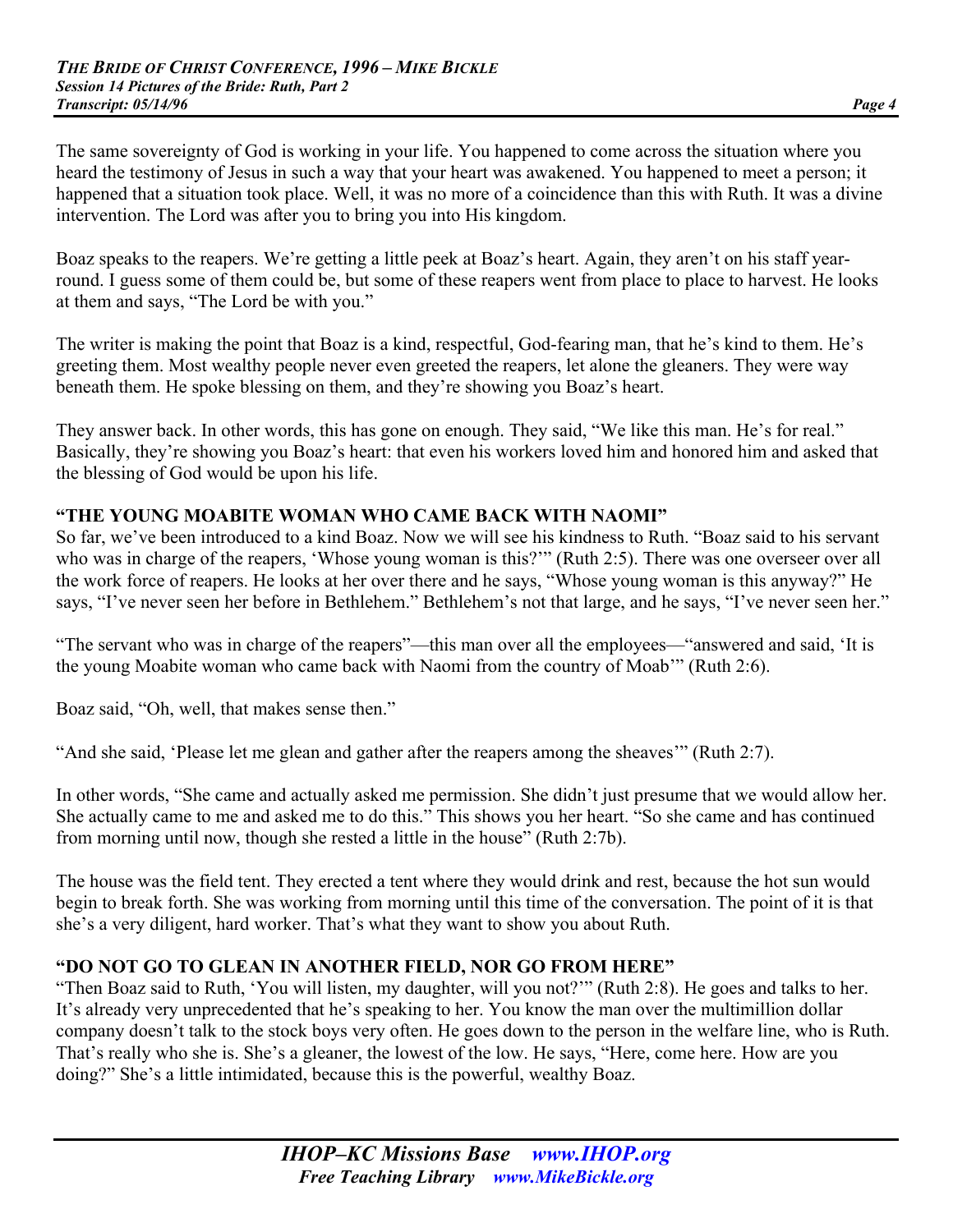The same sovereignty of God is working in your life. You happened to come across the situation where you heard the testimony of Jesus in such a way that your heart was awakened. You happened to meet a person; it happened that a situation took place. Well, it was no more of a coincidence than this with Ruth. It was a divine intervention. The Lord was after you to bring you into His kingdom.

Boaz speaks to the reapers. We're getting a little peek at Boaz's heart. Again, they aren't on his staff year-round. I guess some of them could be, but some of these reapers went from place to place to harvest. He looks at them and says, "The Lord be with you."

The writer is making the point that Boaz is a kind, respectful, God-fearing man, that he's kind to them. He's greeting them. Most wealthy people never even greeted the reapers, let alone the gleaners. They were way beneath them. He spoke blessing on them, and they're showing you Boaz's heart.

They answer back. In other words, this has gone on enough. They said, "We like this man. He's for real." Basically, they're showing you Boaz's heart: that even his workers loved him and honored him and asked that the blessing of God would be upon his life.

### "THE YOUNG MOABITE WOMAN WHO CAME BACK WITH NAOMI"

So far, we've been introduced to a kind Boaz. Now we will see his kindness to Ruth. "Boaz said to his servant who was in charge of the reapers, 'Whose young woman is this?'" (Ruth 2:5). There was one overseer over all the work force of reapers. He looks at her over there and he says, "Whose young woman is this anyway?" He says, "I've never seen her before in Bethlehem." Bethlehem's not that large, and he says, "I've never seen her."

"The servant who was in charge of the reapers"—this man over all the employees—"answered and said, 'It is the young Moabite woman who came back with Naomi from the country of Moab'" (Ruth 2:6).

Boaz said, "Oh, well, that makes sense then."

"And she said, 'Please let me glean and gather after the reapers among the sheaves'" (Ruth 2:7).

In other words, "She came and actually asked me permission. She didn't just presume that we would allow her. She actually came to me and asked me to do this." This shows you her heart. "So she came and has continued from morning until now, though she rested a little in the house" (Ruth 2:7b).

The house was the field tent. They erected a tent where they would drink and rest, because the hot sun would begin to break forth. She was working from morning until this time of the conversation. The point of it is that she's a very diligent, hard worker. That's what they want to show you about Ruth.

### "DO NOT GO TO GLEAN IN ANOTHER FIELD, NOR GO FROM HERE"

"Then Boaz said to Ruth, 'You will listen, my daughter, will you not?'" (Ruth 2:8). He goes and talks to her. It's already very unprecedented that he's speaking to her. You know the man over the multimillion dollar company doesn't talk to the stock boys very often. He goes down to the person in the welfare line, who is Ruth. That's really who she is. She's a gleaner, the lowest of the low. He says, "Here, come here. How are you doing?" She's a little intimidated, because this is the powerful, wealthy Boaz.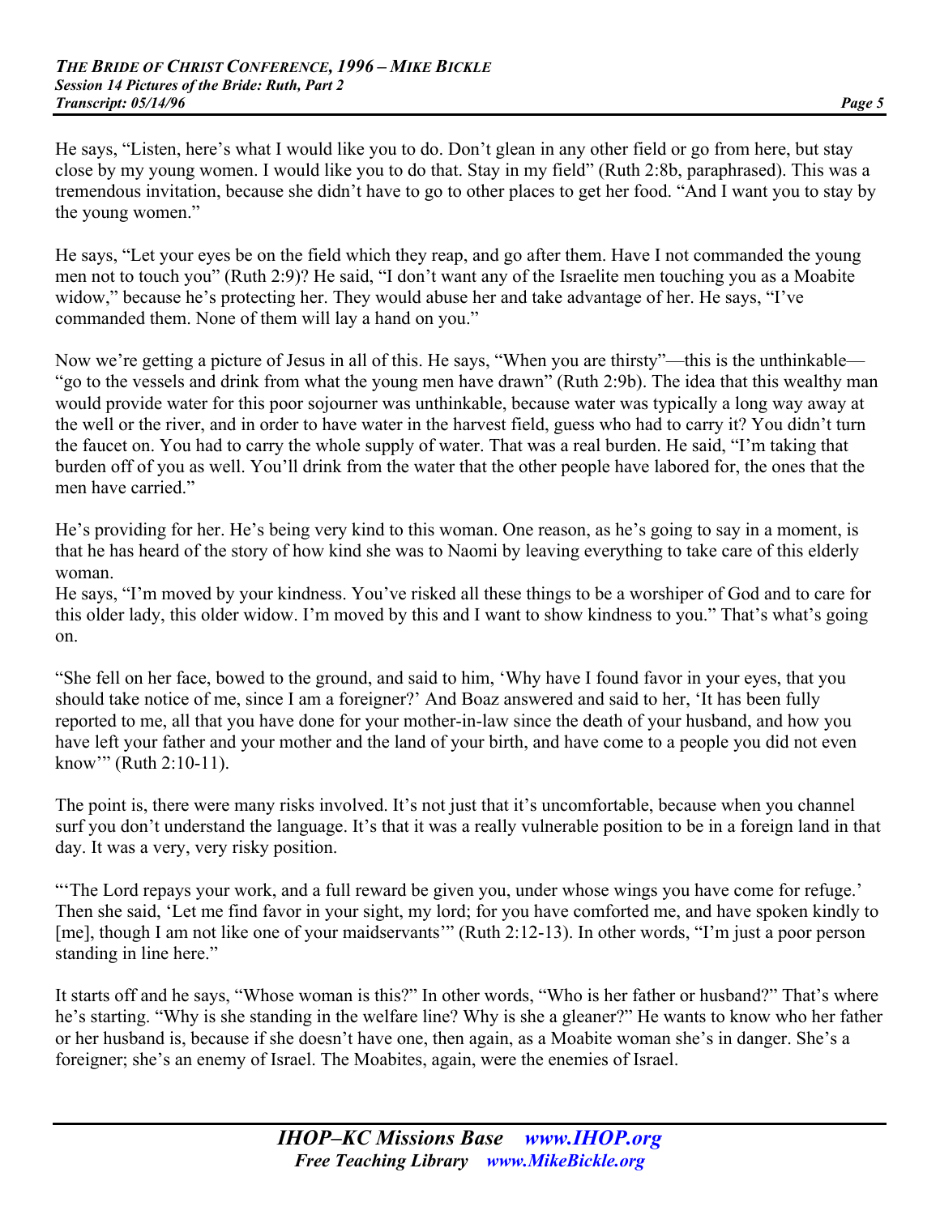He says, "Listen, here's what I would like you to do. Don't glean in any other field or go from here, but stay close by my young women. I would like you to do that. Stay in my field" (Ruth 2:8b, paraphrased). This was a tremendous invitation, because she didn't have to go to other places to get her food. "And I want you to stay by the young women."

He says, "Let your eyes be on the field which they reap, and go after them. Have I not commanded the young men not to touch you" (Ruth 2:9)? He said, "I don't want any of the Israelite men touching you as a Moabite widow," because he's protecting her. They would abuse her and take advantage of her. He says, "I've commanded them. None of them will lay a hand on you."

Now we're getting a picture of Jesus in all of this. He says, "When you are thirsty"—this is the unthinkable—"go to the vessels and drink from what the young men have drawn" (Ruth 2:9b). The idea that this wealthy man would provide water for this poor sojourner was unthinkable, because water was typically a long way away at the well or the river, and in order to have water in the harvest field, guess who had to carry it? You didn't turn the faucet on. You had to carry the whole supply of water. That was a real burden. He said, "I'm taking that burden off of you as well. You'll drink from the water that the other people have labored for, the ones that the men have carried."

He's providing for her. He's being very kind to this woman. One reason, as he's going to say in a moment, is that he has heard of the story of how kind she was to Naomi by leaving everything to take care of this elderly woman.
He says, "I'm moved by your kindness. You've risked all these things to be a worshiper of God and to care for this older lady, this older widow. I'm moved by this and I want to show kindness to you." That's what's going on.

"She fell on her face, bowed to the ground, and said to him, 'Why have I found favor in your eyes, that you should take notice of me, since I am a foreigner?' And Boaz answered and said to her, 'It has been fully reported to me, all that you have done for your mother-in-law since the death of your husband, and how you have left your father and your mother and the land of your birth, and have come to a people you did not even know'" (Ruth 2:10-11).

The point is, there were many risks involved. It's not just that it's uncomfortable, because when you channel surf you don't understand the language. It's that it was a really vulnerable position to be in a foreign land in that day. It was a very, very risky position.

"'The Lord repays your work, and a full reward be given you, under whose wings you have come for refuge.' Then she said, 'Let me find favor in your sight, my lord; for you have comforted me, and have spoken kindly to [me], though I am not like one of your maidservants'" (Ruth 2:12-13). In other words, "I'm just a poor person standing in line here."

It starts off and he says, "Whose woman is this?" In other words, "Who is her father or husband?" That's where he's starting. "Why is she standing in the welfare line? Why is she a gleaner?" He wants to know who her father or her husband is, because if she doesn't have one, then again, as a Moabite woman she's in danger. She's a foreigner; she's an enemy of Israel. The Moabites, again, were the enemies of Israel.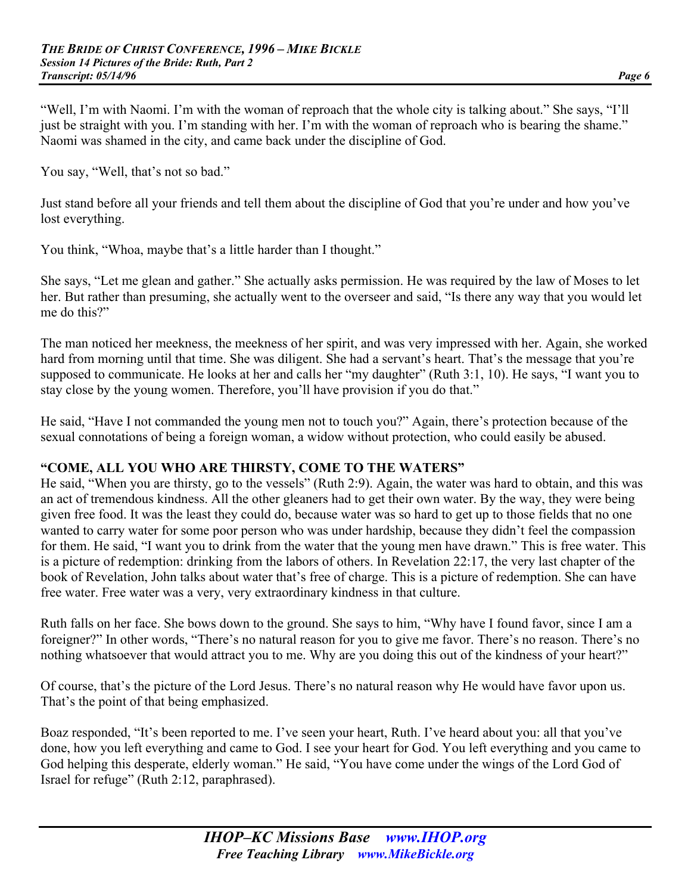"Well, I'm with Naomi. I'm with the woman of reproach that the whole city is talking about." She says, "I'll just be straight with you. I'm standing with her. I'm with the woman of reproach who is bearing the shame." Naomi was shamed in the city, and came back under the discipline of God.

You say, "Well, that's not so bad."

Just stand before all your friends and tell them about the discipline of God that you're under and how you've lost everything.

You think, "Whoa, maybe that's a little harder than I thought."

She says, "Let me glean and gather." She actually asks permission. He was required by the law of Moses to let her. But rather than presuming, she actually went to the overseer and said, "Is there any way that you would let me do this?"

The man noticed her meekness, the meekness of her spirit, and was very impressed with her. Again, she worked hard from morning until that time. She was diligent. She had a servant's heart. That's the message that you're supposed to communicate. He looks at her and calls her "my daughter" (Ruth 3:1, 10). He says, "I want you to stay close by the young women. Therefore, you'll have provision if you do that."

He said, "Have I not commanded the young men not to touch you?" Again, there's protection because of the sexual connotations of being a foreign woman, a widow without protection, who could easily be abused.

## "COME, ALL YOU WHO ARE THIRSTY, COME TO THE WATERS"

He said, "When you are thirsty, go to the vessels" (Ruth 2:9). Again, the water was hard to obtain, and this was an act of tremendous kindness. All the other gleaners had to get their own water. By the way, they were being given free food. It was the least they could do, because water was so hard to get up to those fields that no one wanted to carry water for some poor person who was under hardship, because they didn't feel the compassion for them. He said, "I want you to drink from the water that the young men have drawn." This is free water. This is a picture of redemption: drinking from the labors of others. In Revelation 22:17, the very last chapter of the book of Revelation, John talks about water that's free of charge. This is a picture of redemption. She can have free water. Free water was a very, very extraordinary kindness in that culture.

Ruth falls on her face. She bows down to the ground. She says to him, "Why have I found favor, since I am a foreigner?" In other words, "There's no natural reason for you to give me favor. There's no reason. There's no nothing whatsoever that would attract you to me. Why are you doing this out of the kindness of your heart?"

Of course, that's the picture of the Lord Jesus. There's no natural reason why He would have favor upon us. That's the point of that being emphasized.

Boaz responded, "It's been reported to me. I've seen your heart, Ruth. I've heard about you: all that you've done, how you left everything and came to God. I see your heart for God. You left everything and you came to God helping this desperate, elderly woman." He said, "You have come under the wings of the Lord God of Israel for refuge" (Ruth 2:12, paraphrased).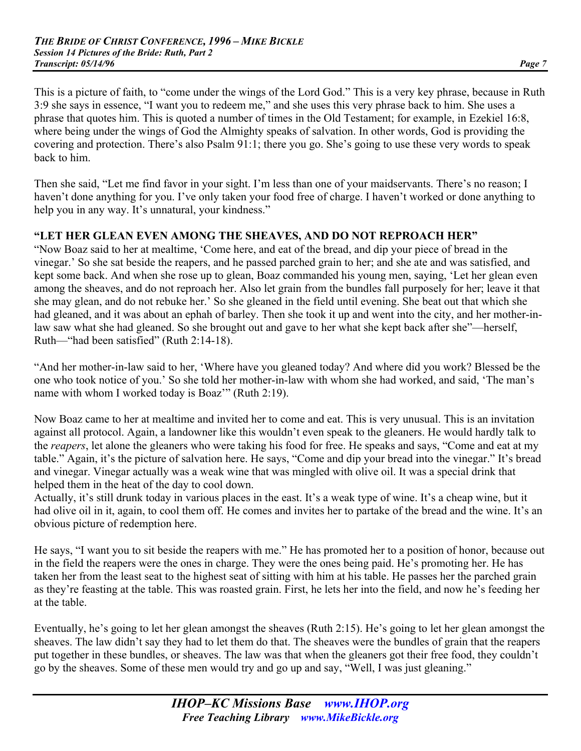This is a picture of faith, to "come under the wings of the Lord God." This is a very key phrase, because in Ruth 3:9 she says in essence, "I want you to redeem me," and she uses this very phrase back to him. She uses a phrase that quotes him. This is quoted a number of times in the Old Testament; for example, in Ezekiel 16:8, where being under the wings of God the Almighty speaks of salvation. In other words, God is providing the covering and protection. There's also Psalm 91:1; there you go. She's going to use these very words to speak back to him.

Then she said, "Let me find favor in your sight. I'm less than one of your maidservants. There's no reason; I haven't done anything for you. I've only taken your food free of charge. I haven't worked or done anything to help you in any way. It's unnatural, your kindness."

**"LET HER GLEAN EVEN AMONG THE SHEAVES, AND DO NOT REPROACH HER"**

"Now Boaz said to her at mealtime, 'Come here, and eat of the bread, and dip your piece of bread in the vinegar.' So she sat beside the reapers, and he passed parched grain to her; and she ate and was satisfied, and kept some back. And when she rose up to glean, Boaz commanded his young men, saying, 'Let her glean even among the sheaves, and do not reproach her. Also let grain from the bundles fall purposely for her; leave it that she may glean, and do not rebuke her.' So she gleaned in the field until evening. She beat out that which she had gleaned, and it was about an ephah of barley. Then she took it up and went into the city, and her mother-in-law saw what she had gleaned. So she brought out and gave to her what she kept back after she"—herself, Ruth—"had been satisfied" (Ruth 2:14-18).

"And her mother-in-law said to her, 'Where have you gleaned today? And where did you work? Blessed be the one who took notice of you.' So she told her mother-in-law with whom she had worked, and said, 'The man's name with whom I worked today is Boaz'" (Ruth 2:19).

Now Boaz came to her at mealtime and invited her to come and eat. This is very unusual. This is an invitation against all protocol. Again, a landowner like this wouldn't even speak to the gleaners. He would hardly talk to the *reapers*, let alone the gleaners who were taking his food for free. He speaks and says, "Come and eat at my table." Again, it's the picture of salvation here. He says, "Come and dip your bread into the vinegar." It's bread and vinegar. Vinegar actually was a weak wine that was mingled with olive oil. It was a special drink that helped them in the heat of the day to cool down.
Actually, it's still drunk today in various places in the east. It's a weak type of wine. It's a cheap wine, but it had olive oil in it, again, to cool them off. He comes and invites her to partake of the bread and the wine. It's an obvious picture of redemption here.

He says, "I want you to sit beside the reapers with me." He has promoted her to a position of honor, because out in the field the reapers were the ones in charge. They were the ones being paid. He's promoting her. He has taken her from the least seat to the highest seat of sitting with him at his table. He passes her the parched grain as they're feasting at the table. This was roasted grain. First, he lets her into the field, and now he's feeding her at the table.

Eventually, he's going to let her glean amongst the sheaves (Ruth 2:15). He's going to let her glean amongst the sheaves. The law didn't say they had to let them do that. The sheaves were the bundles of grain that the reapers put together in these bundles, or sheaves. The law was that when the gleaners got their free food, they couldn't go by the sheaves. Some of these men would try and go up and say, "Well, I was just gleaning."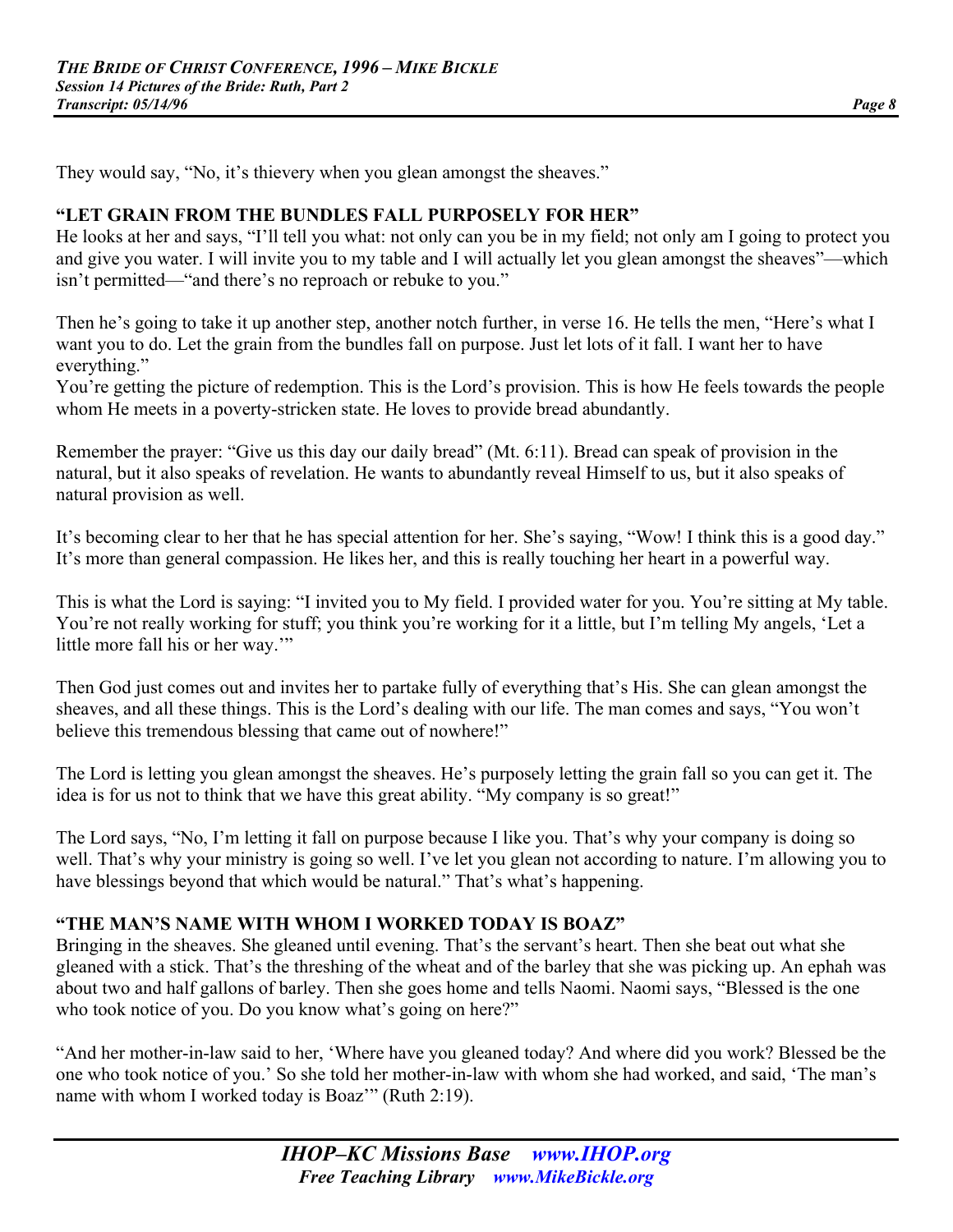They would say, "No, it's thievery when you glean amongst the sheaves."

### "LET GRAIN FROM THE BUNDLES FALL PURPOSELY FOR HER"

He looks at her and says, "I'll tell you what: not only can you be in my field; not only am I going to protect you and give you water. I will invite you to my table and I will actually let you glean amongst the sheaves"—which isn't permitted—"and there's no reproach or rebuke to you."

Then he's going to take it up another step, another notch further, in verse 16. He tells the men, "Here's what I want you to do. Let the grain from the bundles fall on purpose. Just let lots of it fall. I want her to have everything."

You're getting the picture of redemption. This is the Lord's provision. This is how He feels towards the people whom He meets in a poverty-stricken state. He loves to provide bread abundantly.

Remember the prayer: "Give us this day our daily bread" (Mt. 6:11). Bread can speak of provision in the natural, but it also speaks of revelation. He wants to abundantly reveal Himself to us, but it also speaks of natural provision as well.

It's becoming clear to her that he has special attention for her. She's saying, "Wow! I think this is a good day." It's more than general compassion. He likes her, and this is really touching her heart in a powerful way.

This is what the Lord is saying: "I invited you to My field. I provided water for you. You're sitting at My table. You're not really working for stuff; you think you're working for it a little, but I'm telling My angels, 'Let a little more fall his or her way.'"

Then God just comes out and invites her to partake fully of everything that's His. She can glean amongst the sheaves, and all these things. This is the Lord's dealing with our life. The man comes and says, "You won't believe this tremendous blessing that came out of nowhere!"

The Lord is letting you glean amongst the sheaves. He's purposely letting the grain fall so you can get it. The idea is for us not to think that we have this great ability. "My company is so great!"

The Lord says, "No, I'm letting it fall on purpose because I like you. That's why your company is doing so well. That's why your ministry is going so well. I've let you glean not according to nature. I'm allowing you to have blessings beyond that which would be natural." That's what's happening.

### "THE MAN'S NAME WITH WHOM I WORKED TODAY IS BOAZ"

Bringing in the sheaves. She gleaned until evening. That's the servant's heart. Then she beat out what she gleaned with a stick. That's the threshing of the wheat and of the barley that she was picking up. An ephah was about two and half gallons of barley. Then she goes home and tells Naomi. Naomi says, "Blessed is the one who took notice of you. Do you know what's going on here?"

"And her mother-in-law said to her, 'Where have you gleaned today? And where did you work? Blessed be the one who took notice of you.' So she told her mother-in-law with whom she had worked, and said, 'The man's name with whom I worked today is Boaz'" (Ruth 2:19).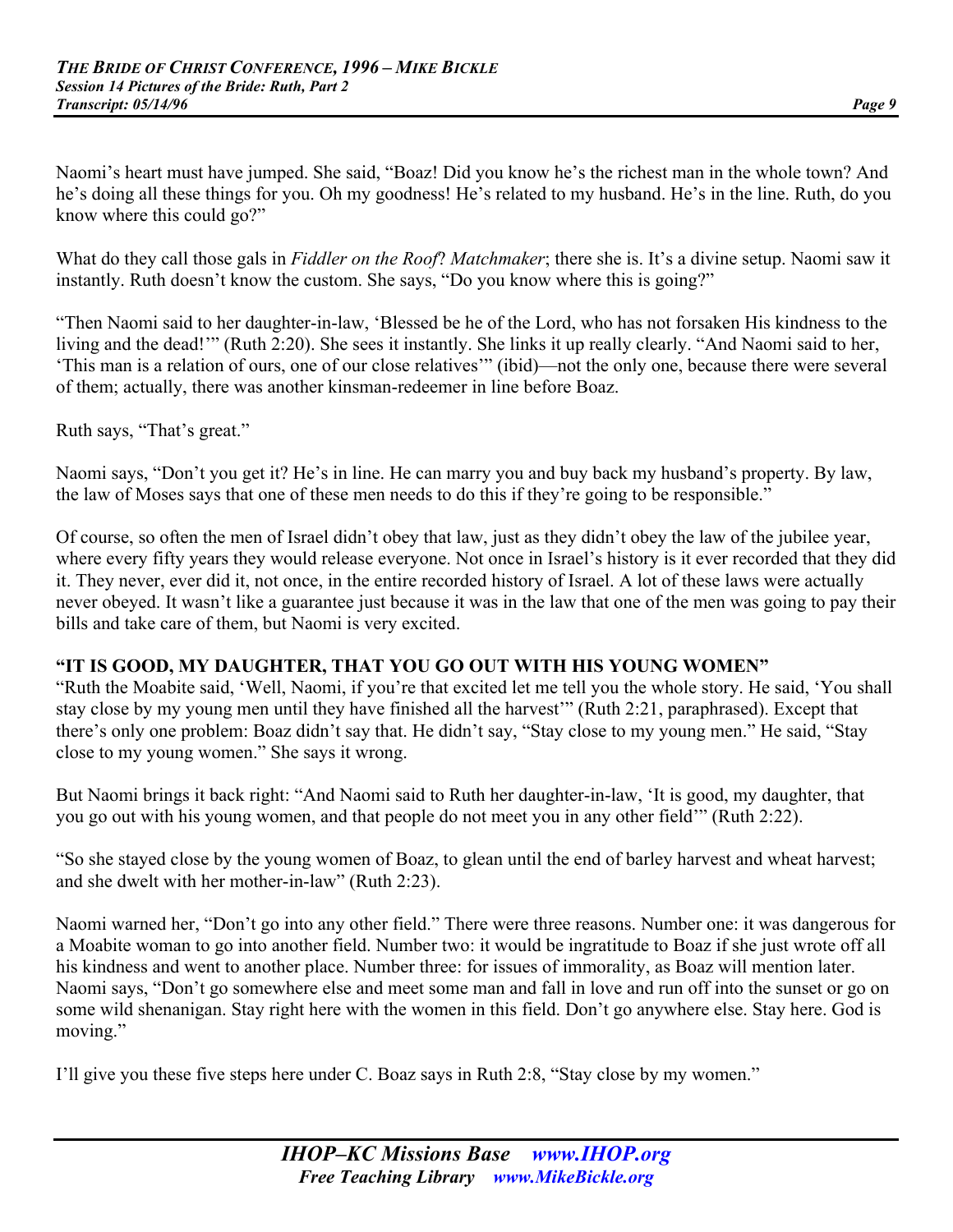Naomi's heart must have jumped. She said, "Boaz! Did you know he's the richest man in the whole town? And he's doing all these things for you. Oh my goodness! He's related to my husband. He's in the line. Ruth, do you know where this could go?"

What do they call those gals in *Fiddler on the Roof*? *Matchmaker*; there she is. It's a divine setup. Naomi saw it instantly. Ruth doesn't know the custom. She says, "Do you know where this is going?"

"Then Naomi said to her daughter-in-law, 'Blessed be he of the Lord, who has not forsaken His kindness to the living and the dead!'" (Ruth 2:20). She sees it instantly. She links it up really clearly. "And Naomi said to her, 'This man is a relation of ours, one of our close relatives'" (ibid)—not the only one, because there were several of them; actually, there was another kinsman-redeemer in line before Boaz.

Ruth says, "That's great."

Naomi says, "Don't you get it? He's in line. He can marry you and buy back my husband's property. By law, the law of Moses says that one of these men needs to do this if they're going to be responsible."

Of course, so often the men of Israel didn't obey that law, just as they didn't obey the law of the jubilee year, where every fifty years they would release everyone. Not once in Israel's history is it ever recorded that they did it. They never, ever did it, not once, in the entire recorded history of Israel. A lot of these laws were actually never obeyed. It wasn't like a guarantee just because it was in the law that one of the men was going to pay their bills and take care of them, but Naomi is very excited.

**"IT IS GOOD, MY DAUGHTER, THAT YOU GO OUT WITH HIS YOUNG WOMEN"**

"Ruth the Moabite said, 'Well, Naomi, if you're that excited let me tell you the whole story. He said, 'You shall stay close by my young men until they have finished all the harvest'" (Ruth 2:21, paraphrased). Except that there's only one problem: Boaz didn't say that. He didn't say, "Stay close to my young men." He said, "Stay close to my young women." She says it wrong.

But Naomi brings it back right: "And Naomi said to Ruth her daughter-in-law, 'It is good, my daughter, that you go out with his young women, and that people do not meet you in any other field'" (Ruth 2:22).

"So she stayed close by the young women of Boaz, to glean until the end of barley harvest and wheat harvest; and she dwelt with her mother-in-law" (Ruth 2:23).

Naomi warned her, "Don't go into any other field." There were three reasons. Number one: it was dangerous for a Moabite woman to go into another field. Number two: it would be ingratitude to Boaz if she just wrote off all his kindness and went to another place. Number three: for issues of immorality, as Boaz will mention later. Naomi says, "Don't go somewhere else and meet some man and fall in love and run off into the sunset or go on some wild shenanigan. Stay right here with the women in this field. Don't go anywhere else. Stay here. God is moving."

I'll give you these five steps here under C. Boaz says in Ruth 2:8, "Stay close by my women."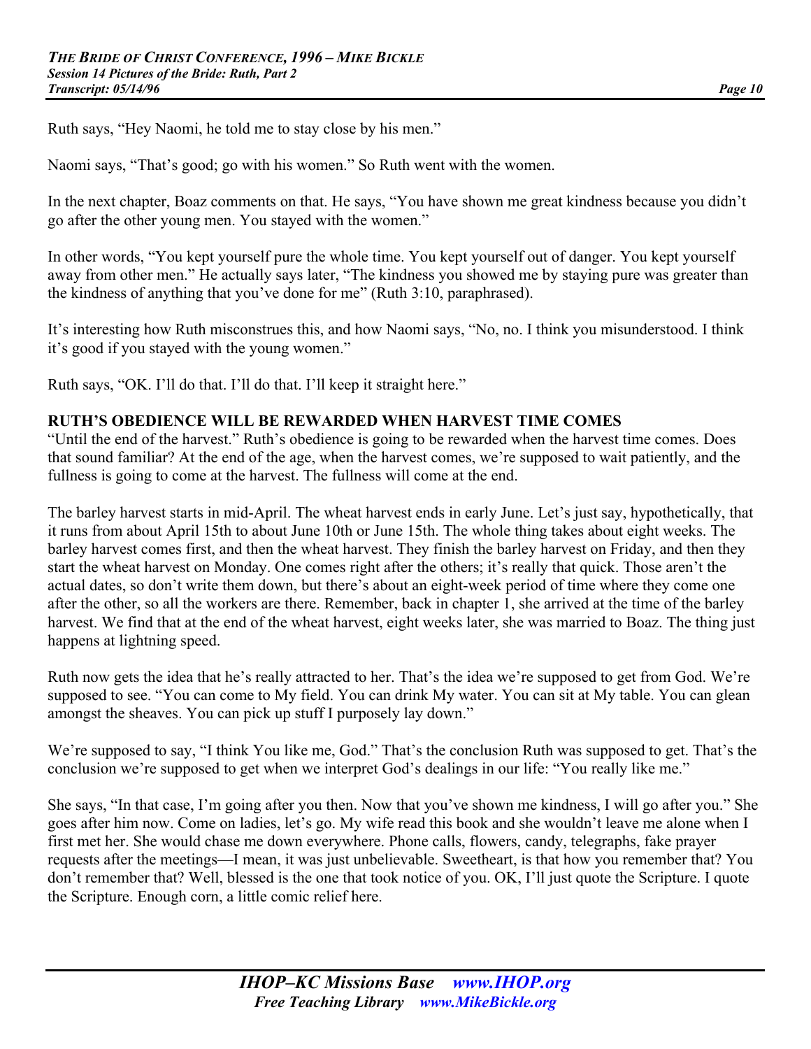Ruth says, "Hey Naomi, he told me to stay close by his men."

Naomi says, "That's good; go with his women." So Ruth went with the women.

In the next chapter, Boaz comments on that. He says, "You have shown me great kindness because you didn't go after the other young men. You stayed with the women."

In other words, "You kept yourself pure the whole time. You kept yourself out of danger. You kept yourself away from other men." He actually says later, "The kindness you showed me by staying pure was greater than the kindness of anything that you've done for me" (Ruth 3:10, paraphrased).

It's interesting how Ruth misconstrues this, and how Naomi says, "No, no. I think you misunderstood. I think it's good if you stayed with the young women."

Ruth says, "OK. I'll do that. I'll do that. I'll keep it straight here."

**RUTH'S OBEDIENCE WILL BE REWARDED WHEN HARVEST TIME COMES**

"Until the end of the harvest." Ruth's obedience is going to be rewarded when the harvest time comes. Does that sound familiar? At the end of the age, when the harvest comes, we're supposed to wait patiently, and the fullness is going to come at the harvest. The fullness will come at the end.

The barley harvest starts in mid-April. The wheat harvest ends in early June. Let's just say, hypothetically, that it runs from about April 15th to about June 10th or June 15th. The whole thing takes about eight weeks. The barley harvest comes first, and then the wheat harvest. They finish the barley harvest on Friday, and then they start the wheat harvest on Monday. One comes right after the others; it's really that quick. Those aren't the actual dates, so don't write them down, but there's about an eight-week period of time where they come one after the other, so all the workers are there. Remember, back in chapter 1, she arrived at the time of the barley harvest. We find that at the end of the wheat harvest, eight weeks later, she was married to Boaz. The thing just happens at lightning speed.

Ruth now gets the idea that he's really attracted to her. That's the idea we're supposed to get from God. We're supposed to see. "You can come to My field. You can drink My water. You can sit at My table. You can glean amongst the sheaves. You can pick up stuff I purposely lay down."

We're supposed to say, "I think You like me, God." That's the conclusion Ruth was supposed to get. That's the conclusion we're supposed to get when we interpret God's dealings in our life: "You really like me."

She says, "In that case, I'm going after you then. Now that you've shown me kindness, I will go after you." She goes after him now. Come on ladies, let's go. My wife read this book and she wouldn't leave me alone when I first met her. She would chase me down everywhere. Phone calls, flowers, candy, telegraphs, fake prayer requests after the meetings—I mean, it was just unbelievable. Sweetheart, is that how you remember that? You don't remember that? Well, blessed is the one that took notice of you. OK, I'll just quote the Scripture. I quote the Scripture. Enough corn, a little comic relief here.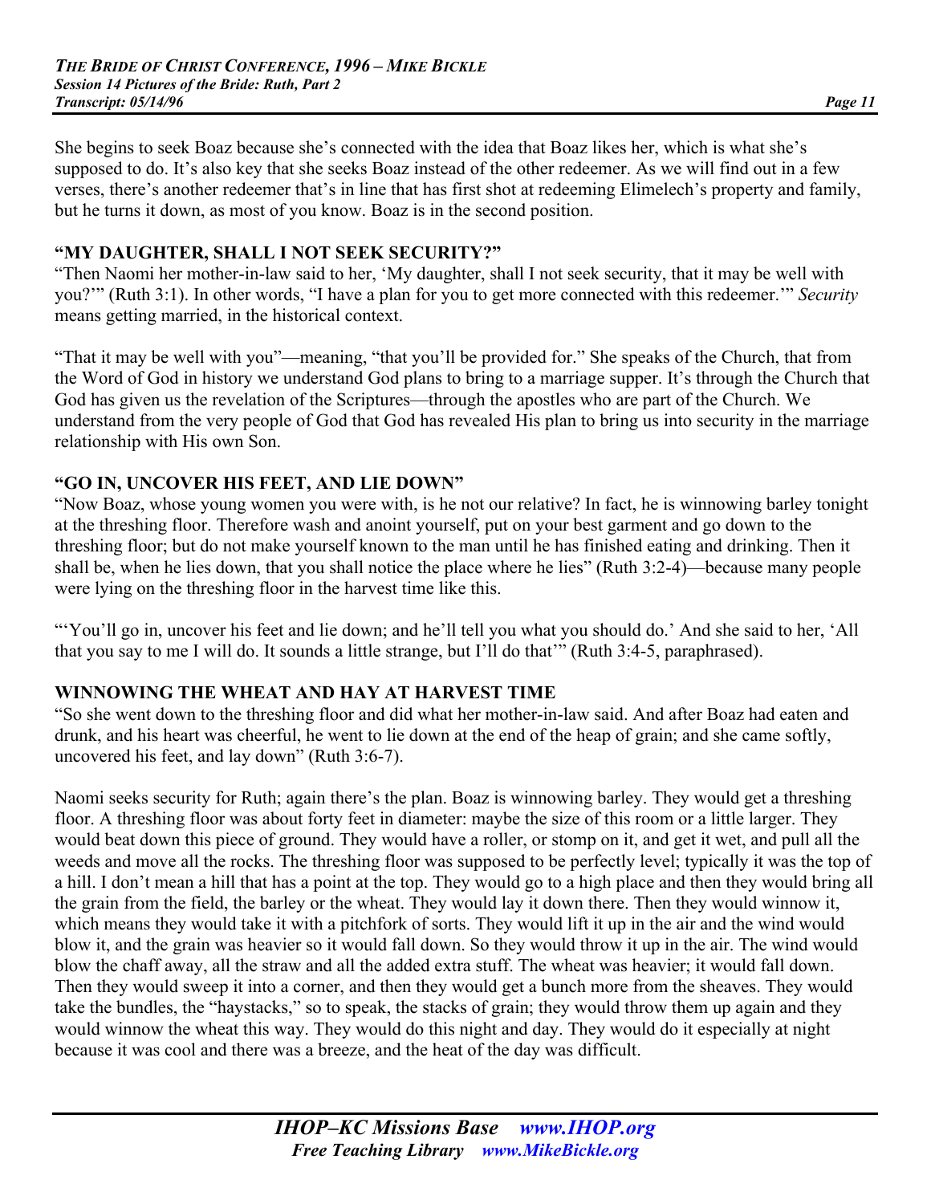She begins to seek Boaz because she's connected with the idea that Boaz likes her, which is what she's supposed to do. It's also key that she seeks Boaz instead of the other redeemer. As we will find out in a few verses, there's another redeemer that's in line that has first shot at redeeming Elimelech's property and family, but he turns it down, as most of you know. Boaz is in the second position.

## "MY DAUGHTER, SHALL I NOT SEEK SECURITY?"

"Then Naomi her mother-in-law said to her, 'My daughter, shall I not seek security, that it may be well with you?'" (Ruth 3:1). In other words, "I have a plan for you to get more connected with this redeemer.'" *Security* means getting married, in the historical context.

"That it may be well with you"—meaning, "that you'll be provided for." She speaks of the Church, that from the Word of God in history we understand God plans to bring to a marriage supper. It's through the Church that God has given us the revelation of the Scriptures—through the apostles who are part of the Church. We understand from the very people of God that God has revealed His plan to bring us into security in the marriage relationship with His own Son.

## "GO IN, UNCOVER HIS FEET, AND LIE DOWN"

"Now Boaz, whose young women you were with, is he not our relative? In fact, he is winnowing barley tonight at the threshing floor. Therefore wash and anoint yourself, put on your best garment and go down to the threshing floor; but do not make yourself known to the man until he has finished eating and drinking. Then it shall be, when he lies down, that you shall notice the place where he lies" (Ruth 3:2-4)—because many people were lying on the threshing floor in the harvest time like this.

"'You'll go in, uncover his feet and lie down; and he'll tell you what you should do.' And she said to her, 'All that you say to me I will do. It sounds a little strange, but I'll do that'" (Ruth 3:4-5, paraphrased).

## WINNOWING THE WHEAT AND HAY AT HARVEST TIME

"So she went down to the threshing floor and did what her mother-in-law said. And after Boaz had eaten and drunk, and his heart was cheerful, he went to lie down at the end of the heap of grain; and she came softly, uncovered his feet, and lay down" (Ruth 3:6-7).

Naomi seeks security for Ruth; again there's the plan. Boaz is winnowing barley. They would get a threshing floor. A threshing floor was about forty feet in diameter: maybe the size of this room or a little larger. They would beat down this piece of ground. They would have a roller, or stomp on it, and get it wet, and pull all the weeds and move all the rocks. The threshing floor was supposed to be perfectly level; typically it was the top of a hill. I don't mean a hill that has a point at the top. They would go to a high place and then they would bring all the grain from the field, the barley or the wheat. They would lay it down there. Then they would winnow it, which means they would take it with a pitchfork of sorts. They would lift it up in the air and the wind would blow it, and the grain was heavier so it would fall down. So they would throw it up in the air. The wind would blow the chaff away, all the straw and all the added extra stuff. The wheat was heavier; it would fall down. Then they would sweep it into a corner, and then they would get a bunch more from the sheaves. They would take the bundles, the "haystacks," so to speak, the stacks of grain; they would throw them up again and they would winnow the wheat this way. They would do this night and day. They would do it especially at night because it was cool and there was a breeze, and the heat of the day was difficult.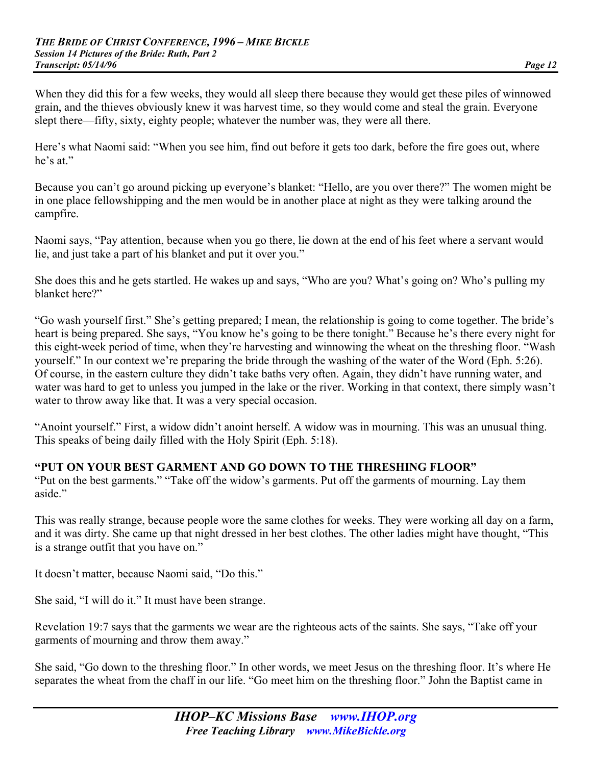When they did this for a few weeks, they would all sleep there because they would get these piles of winnowed grain, and the thieves obviously knew it was harvest time, so they would come and steal the grain. Everyone slept there—fifty, sixty, eighty people; whatever the number was, they were all there.

Here's what Naomi said: "When you see him, find out before it gets too dark, before the fire goes out, where he's at."

Because you can't go around picking up everyone's blanket: "Hello, are you over there?" The women might be in one place fellowshipping and the men would be in another place at night as they were talking around the campfire.

Naomi says, "Pay attention, because when you go there, lie down at the end of his feet where a servant would lie, and just take a part of his blanket and put it over you."

She does this and he gets startled. He wakes up and says, "Who are you? What's going on? Who's pulling my blanket here?"

"Go wash yourself first." She's getting prepared; I mean, the relationship is going to come together. The bride's heart is being prepared. She says, "You know he's going to be there tonight." Because he's there every night for this eight-week period of time, when they're harvesting and winnowing the wheat on the threshing floor. "Wash yourself." In our context we're preparing the bride through the washing of the water of the Word (Eph. 5:26). Of course, in the eastern culture they didn't take baths very often. Again, they didn't have running water, and water was hard to get to unless you jumped in the lake or the river. Working in that context, there simply wasn't water to throw away like that. It was a very special occasion.

"Anoint yourself." First, a widow didn't anoint herself. A widow was in mourning. This was an unusual thing. This speaks of being daily filled with the Holy Spirit (Eph. 5:18).

**"PUT ON YOUR BEST GARMENT AND GO DOWN TO THE THRESHING FLOOR"**

"Put on the best garments." "Take off the widow's garments. Put off the garments of mourning. Lay them aside."

This was really strange, because people wore the same clothes for weeks. They were working all day on a farm, and it was dirty. She came up that night dressed in her best clothes. The other ladies might have thought, "This is a strange outfit that you have on."

It doesn't matter, because Naomi said, "Do this."

She said, "I will do it." It must have been strange.

Revelation 19:7 says that the garments we wear are the righteous acts of the saints. She says, "Take off your garments of mourning and throw them away."

She said, "Go down to the threshing floor." In other words, we meet Jesus on the threshing floor. It's where He separates the wheat from the chaff in our life. "Go meet him on the threshing floor." John the Baptist came in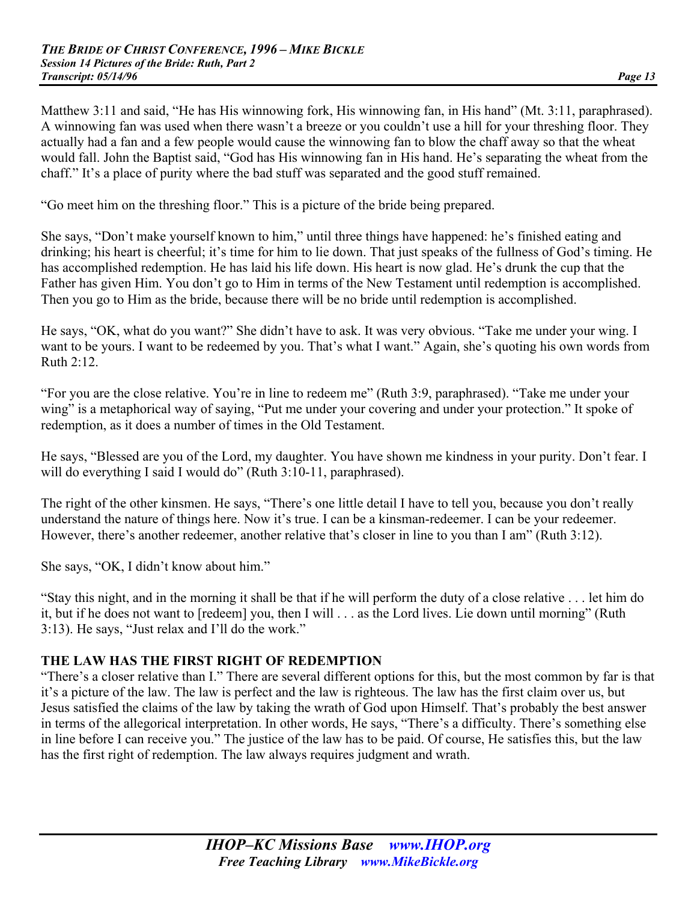Matthew 3:11 and said, "He has His winnowing fork, His winnowing fan, in His hand" (Mt. 3:11, paraphrased). A winnowing fan was used when there wasn't a breeze or you couldn't use a hill for your threshing floor. They actually had a fan and a few people would cause the winnowing fan to blow the chaff away so that the wheat would fall. John the Baptist said, "God has His winnowing fan in His hand. He's separating the wheat from the chaff." It's a place of purity where the bad stuff was separated and the good stuff remained.

"Go meet him on the threshing floor." This is a picture of the bride being prepared.

She says, "Don't make yourself known to him," until three things have happened: he's finished eating and drinking; his heart is cheerful; it's time for him to lie down. That just speaks of the fullness of God's timing. He has accomplished redemption. He has laid his life down. His heart is now glad. He's drunk the cup that the Father has given Him. You don't go to Him in terms of the New Testament until redemption is accomplished. Then you go to Him as the bride, because there will be no bride until redemption is accomplished.

He says, "OK, what do you want?" She didn't have to ask. It was very obvious. "Take me under your wing. I want to be yours. I want to be redeemed by you. That's what I want." Again, she's quoting his own words from Ruth 2:12.

"For you are the close relative. You're in line to redeem me" (Ruth 3:9, paraphrased). "Take me under your wing" is a metaphorical way of saying, "Put me under your covering and under your protection." It spoke of redemption, as it does a number of times in the Old Testament.

He says, "Blessed are you of the Lord, my daughter. You have shown me kindness in your purity. Don't fear. I will do everything I said I would do" (Ruth 3:10-11, paraphrased).

The right of the other kinsmen. He says, "There's one little detail I have to tell you, because you don't really understand the nature of things here. Now it's true. I can be a kinsman-redeemer. I can be your redeemer. However, there's another redeemer, another relative that's closer in line to you than I am" (Ruth 3:12).

She says, "OK, I didn't know about him."

"Stay this night, and in the morning it shall be that if he will perform the duty of a close relative . . . let him do it, but if he does not want to [redeem] you, then I will . . . as the Lord lives. Lie down until morning" (Ruth 3:13). He says, "Just relax and I'll do the work."

**THE LAW HAS THE FIRST RIGHT OF REDEMPTION**

"There's a closer relative than I." There are several different options for this, but the most common by far is that it's a picture of the law. The law is perfect and the law is righteous. The law has the first claim over us, but Jesus satisfied the claims of the law by taking the wrath of God upon Himself. That's probably the best answer in terms of the allegorical interpretation. In other words, He says, "There's a difficulty. There's something else in line before I can receive you." The justice of the law has to be paid. Of course, He satisfies this, but the law has the first right of redemption. The law always requires judgment and wrath.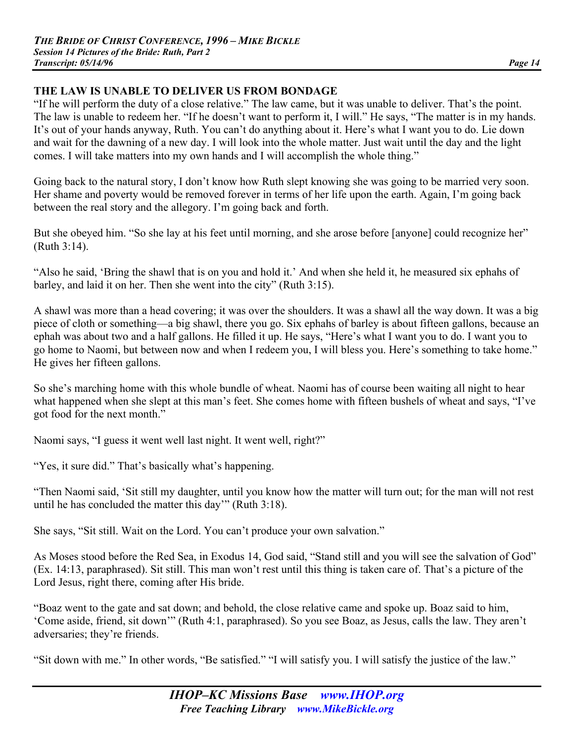## THE LAW IS UNABLE TO DELIVER US FROM BONDAGE

"If he will perform the duty of a close relative." The law came, but it was unable to deliver. That's the point. The law is unable to redeem her. "If he doesn't want to perform it, I will." He says, "The matter is in my hands. It's out of your hands anyway, Ruth. You can't do anything about it. Here's what I want you to do. Lie down and wait for the dawning of a new day. I will look into the whole matter. Just wait until the day and the light comes. I will take matters into my own hands and I will accomplish the whole thing."

Going back to the natural story, I don't know how Ruth slept knowing she was going to be married very soon. Her shame and poverty would be removed forever in terms of her life upon the earth. Again, I'm going back between the real story and the allegory. I'm going back and forth.

But she obeyed him. "So she lay at his feet until morning, and she arose before [anyone] could recognize her" (Ruth 3:14).

"Also he said, 'Bring the shawl that is on you and hold it.' And when she held it, he measured six ephahs of barley, and laid it on her. Then she went into the city" (Ruth 3:15).

A shawl was more than a head covering; it was over the shoulders. It was a shawl all the way down. It was a big piece of cloth or something—a big shawl, there you go. Six ephahs of barley is about fifteen gallons, because an ephah was about two and a half gallons. He filled it up. He says, "Here's what I want you to do. I want you to go home to Naomi, but between now and when I redeem you, I will bless you. Here's something to take home." He gives her fifteen gallons.

So she's marching home with this whole bundle of wheat. Naomi has of course been waiting all night to hear what happened when she slept at this man's feet. She comes home with fifteen bushels of wheat and says, "I've got food for the next month."

Naomi says, "I guess it went well last night. It went well, right?"

"Yes, it sure did." That's basically what's happening.

"Then Naomi said, 'Sit still my daughter, until you know how the matter will turn out; for the man will not rest until he has concluded the matter this day'" (Ruth 3:18).

She says, "Sit still. Wait on the Lord. You can't produce your own salvation."

As Moses stood before the Red Sea, in Exodus 14, God said, "Stand still and you will see the salvation of God" (Ex. 14:13, paraphrased). Sit still. This man won't rest until this thing is taken care of. That's a picture of the Lord Jesus, right there, coming after His bride.

"Boaz went to the gate and sat down; and behold, the close relative came and spoke up. Boaz said to him, 'Come aside, friend, sit down'" (Ruth 4:1, paraphrased). So you see Boaz, as Jesus, calls the law. They aren't adversaries; they're friends.

"Sit down with me." In other words, "Be satisfied." "I will satisfy you. I will satisfy the justice of the law."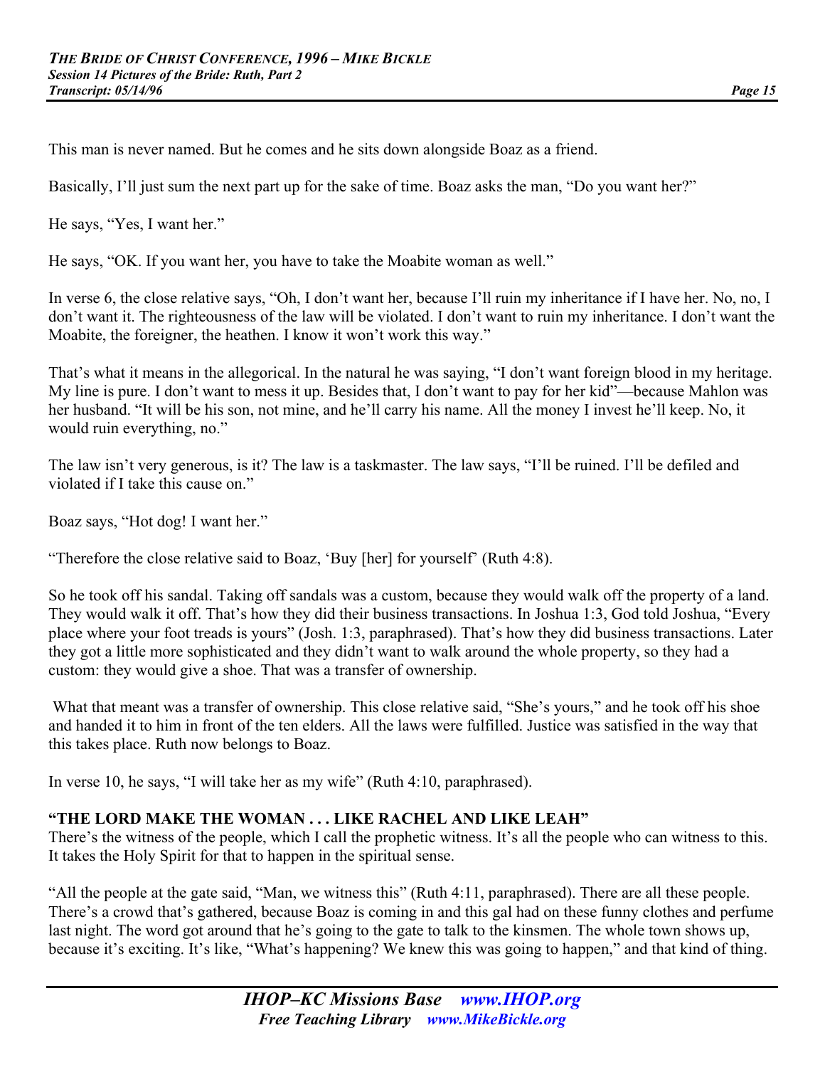This man is never named. But he comes and he sits down alongside Boaz as a friend.

Basically, I'll just sum the next part up for the sake of time. Boaz asks the man, "Do you want her?"

He says, "Yes, I want her."

He says, "OK. If you want her, you have to take the Moabite woman as well."

In verse 6, the close relative says, "Oh, I don't want her, because I'll ruin my inheritance if I have her. No, no, I don't want it. The righteousness of the law will be violated. I don't want to ruin my inheritance. I don't want the Moabite, the foreigner, the heathen. I know it won't work this way."

That's what it means in the allegorical. In the natural he was saying, "I don't want foreign blood in my heritage. My line is pure. I don't want to mess it up. Besides that, I don't want to pay for her kid"—because Mahlon was her husband. "It will be his son, not mine, and he'll carry his name. All the money I invest he'll keep. No, it would ruin everything, no."

The law isn't very generous, is it? The law is a taskmaster. The law says, "I'll be ruined. I'll be defiled and violated if I take this cause on."

Boaz says, "Hot dog! I want her."

"Therefore the close relative said to Boaz, 'Buy [her] for yourself' (Ruth 4:8).

So he took off his sandal. Taking off sandals was a custom, because they would walk off the property of a land. They would walk it off. That's how they did their business transactions. In Joshua 1:3, God told Joshua, "Every place where your foot treads is yours" (Josh. 1:3, paraphrased). That's how they did business transactions. Later they got a little more sophisticated and they didn't want to walk around the whole property, so they had a custom: they would give a shoe. That was a transfer of ownership.

What that meant was a transfer of ownership. This close relative said, "She's yours," and he took off his shoe and handed it to him in front of the ten elders. All the laws were fulfilled. Justice was satisfied in the way that this takes place. Ruth now belongs to Boaz.

In verse 10, he says, "I will take her as my wife" (Ruth 4:10, paraphrased).

**"THE LORD MAKE THE WOMAN . . . LIKE RACHEL AND LIKE LEAH"**

There's the witness of the people, which I call the prophetic witness. It's all the people who can witness to this. It takes the Holy Spirit for that to happen in the spiritual sense.

"All the people at the gate said, "Man, we witness this" (Ruth 4:11, paraphrased). There are all these people. There's a crowd that's gathered, because Boaz is coming in and this gal had on these funny clothes and perfume last night. The word got around that he's going to the gate to talk to the kinsmen. The whole town shows up, because it's exciting. It's like, "What's happening? We knew this was going to happen," and that kind of thing.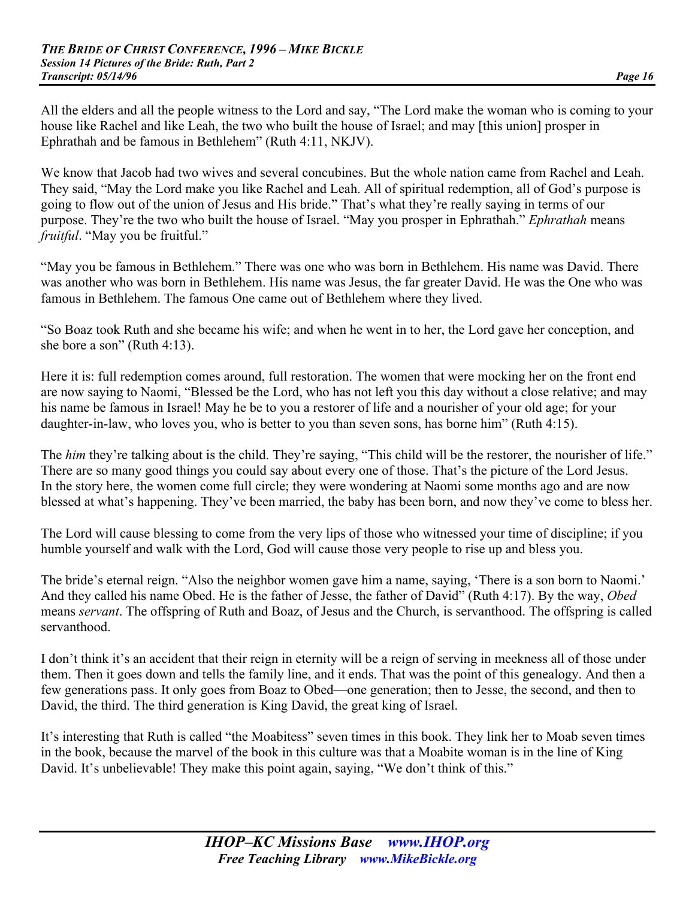All the elders and all the people witness to the Lord and say, "The Lord make the woman who is coming to your house like Rachel and like Leah, the two who built the house of Israel; and may [this union] prosper in Ephrathah and be famous in Bethlehem" (Ruth 4:11, NKJV).

We know that Jacob had two wives and several concubines. But the whole nation came from Rachel and Leah. They said, "May the Lord make you like Rachel and Leah. All of spiritual redemption, all of God's purpose is going to flow out of the union of Jesus and His bride." That's what they're really saying in terms of our purpose. They're the two who built the house of Israel. "May you prosper in Ephrathah." *Ephrathah* means *fruitful*. "May you be fruitful."

"May you be famous in Bethlehem." There was one who was born in Bethlehem. His name was David. There was another who was born in Bethlehem. His name was Jesus, the far greater David. He was the One who was famous in Bethlehem. The famous One came out of Bethlehem where they lived.

"So Boaz took Ruth and she became his wife; and when he went in to her, the Lord gave her conception, and she bore a son" (Ruth 4:13).

Here it is: full redemption comes around, full restoration. The women that were mocking her on the front end are now saying to Naomi, "Blessed be the Lord, who has not left you this day without a close relative; and may his name be famous in Israel! May he be to you a restorer of life and a nourisher of your old age; for your daughter-in-law, who loves you, who is better to you than seven sons, has borne him" (Ruth 4:15).

The *him* they're talking about is the child. They're saying, "This child will be the restorer, the nourisher of life." There are so many good things you could say about every one of those. That's the picture of the Lord Jesus. In the story here, the women come full circle; they were wondering at Naomi some months ago and are now blessed at what's happening. They've been married, the baby has been born, and now they've come to bless her.

The Lord will cause blessing to come from the very lips of those who witnessed your time of discipline; if you humble yourself and walk with the Lord, God will cause those very people to rise up and bless you.

The bride's eternal reign. "Also the neighbor women gave him a name, saying, 'There is a son born to Naomi.' And they called his name Obed. He is the father of Jesse, the father of David" (Ruth 4:17). By the way, *Obed* means *servant*. The offspring of Ruth and Boaz, of Jesus and the Church, is servanthood. The offspring is called servanthood.

I don't think it's an accident that their reign in eternity will be a reign of serving in meekness all of those under them. Then it goes down and tells the family line, and it ends. That was the point of this genealogy. And then a few generations pass. It only goes from Boaz to Obed—one generation; then to Jesse, the second, and then to David, the third. The third generation is King David, the great king of Israel.

It's interesting that Ruth is called "the Moabitess" seven times in this book. They link her to Moab seven times in the book, because the marvel of the book in this culture was that a Moabite woman is in the line of King David. It's unbelievable! They make this point again, saying, "We don't think of this."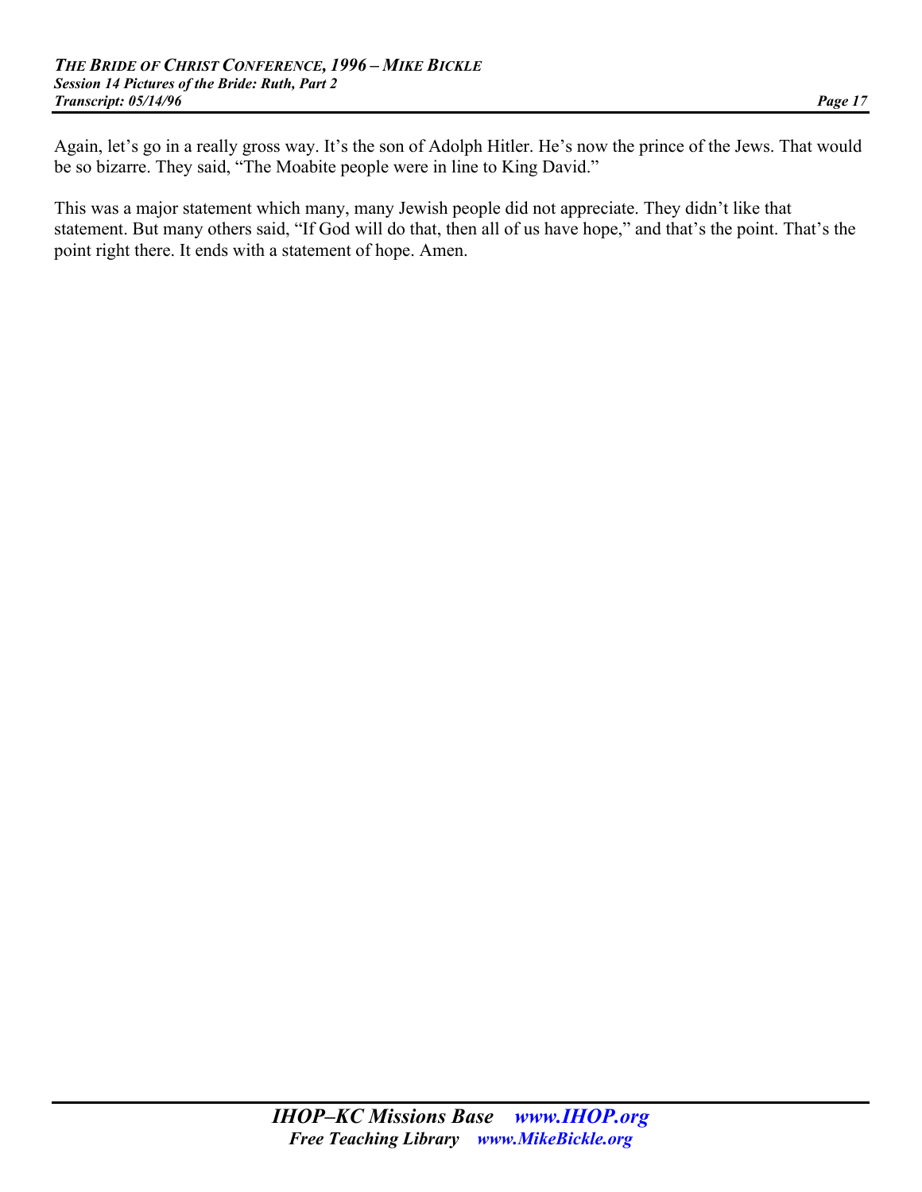Again, let's go in a really gross way. It's the son of Adolph Hitler. He's now the prince of the Jews. That would be so bizarre. They said, "The Moabite people were in line to King David."

This was a major statement which many, many Jewish people did not appreciate. They didn't like that statement. But many others said, "If God will do that, then all of us have hope," and that's the point. That's the point right there. It ends with a statement of hope. Amen.